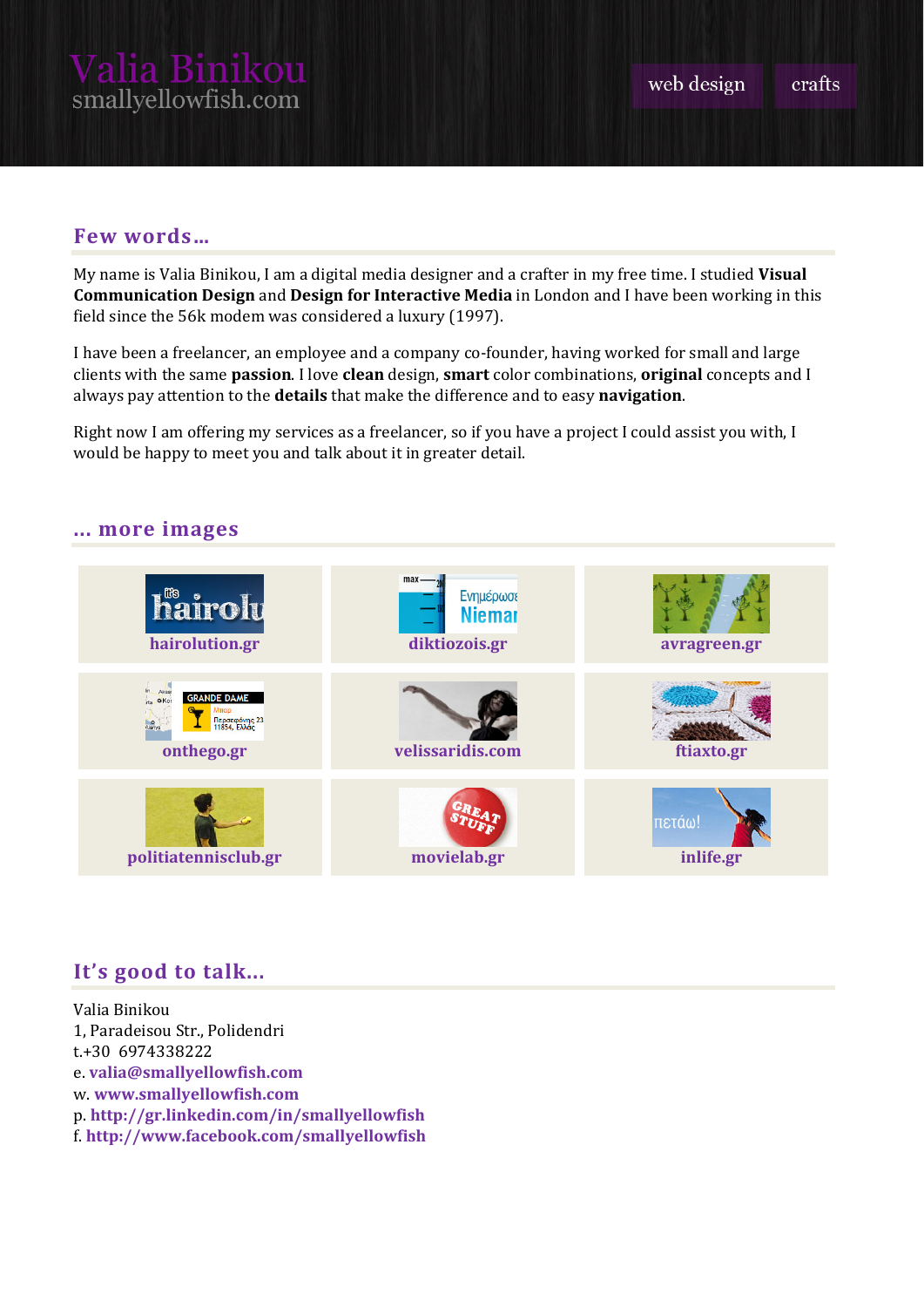# Valia Binikou

smallyellowfish.com

web design crafts

## Few words…

My name is Valia Binikou, I am a digital media designer and a crafter in my free time. I studied **Visual Communication Design** and **Design for Interactive Media** in London and I have been working in this field since the 56k modem was considered a luxury (1997).

I have been a freelancer, an employee and a company co-founder, having worked for small and large clients with the same **passion**. I love **clean** design, **smart** color combinations, **original** concepts and I always pay attention to the **details** that make the difference and to easy **navigation**.

Right now I am offering my services as a freelancer, so if you have a project I could assist you with, I would be happy to meet you and talk about it in greater detail.

## … more images

| | | |
|---|---|---|
| hairolution.gr | diktiozois.gr | avragreen.gr |
| onthego.gr | velissaridis.com | ftiaxto.gr |
| politiatennisclub.gr | movielab.gr | inlife.gr |

## It's good to talk…

Valia Binikou
1, Paradeisou Str., Polidendri
t.+30 6974338222
e. **valia@smallyellowfish.com**
w. **www.smallyellowfish.com**
p. **http://gr.linkedin.com/in/smallyellowfish**
f. **http://www.facebook.com/smallyellowfish**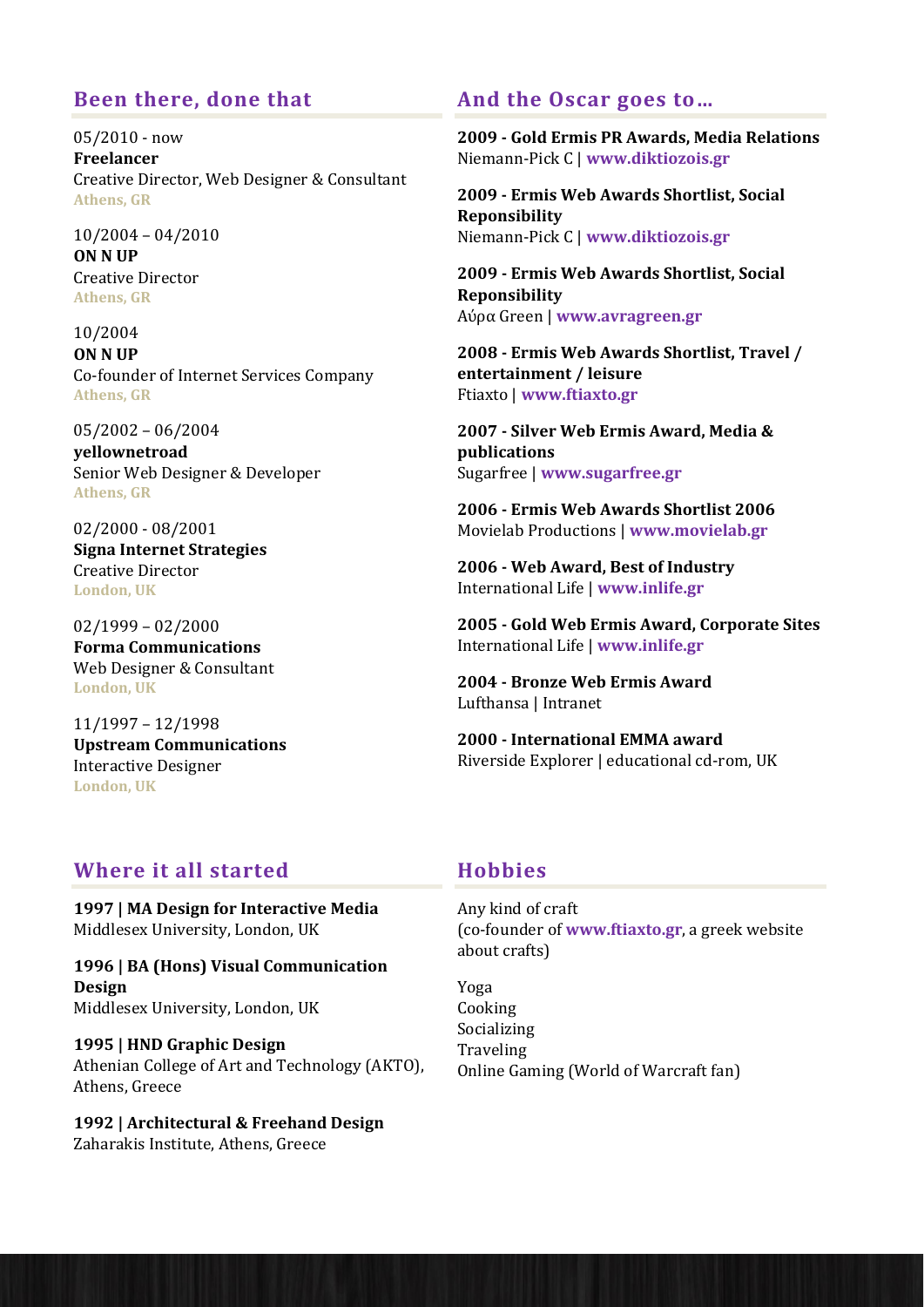## Been there, done that

05/2010 - now
**Freelancer**
Creative Director, Web Designer & Consultant
**Athens, GR**

10/2004 – 04/2010
**ON N UP**
Creative Director
**Athens, GR**

10/2004
**ON N UP**
Co-founder of Internet Services Company
**Athens, GR**

05/2002 – 06/2004
**yellownetroad**
Senior Web Designer & Developer
**Athens, GR**

02/2000 - 08/2001
**Signa Internet Strategies**
Creative Director
**London, UK**

02/1999 – 02/2000
**Forma Communications**
Web Designer & Consultant
**London, UK**

11/1997 – 12/1998
**Upstream Communications**
Interactive Designer
**London, UK**

## And the Oscar goes to…

**2009 - Gold Ermis PR Awards, Media Relations**
Niemann-Pick C | **www.diktiozois.gr**

**2009 - Ermis Web Awards Shortlist, Social Reponsibility**
Niemann-Pick C | **www.diktiozois.gr**

**2009 - Ermis Web Awards Shortlist, Social Reponsibility**
Αύρα Green | **www.avragreen.gr**

**2008 - Ermis Web Awards Shortlist, Travel / entertainment / leisure**
Ftiaxto | **www.ftiaxto.gr**

**2007 - Silver Web Ermis Award, Media & publications**
Sugarfree | **www.sugarfree.gr**

**2006 - Ermis Web Awards Shortlist 2006**
Movielab Productions | **www.movielab.gr**

**2006 - Web Award, Best of Industry**
International Life | **www.inlife.gr**

**2005 - Gold Web Ermis Award, Corporate Sites**
International Life | **www.inlife.gr**

**2004 - Bronze Web Ermis Award**
Lufthansa | Intranet

**2000 - International EMMA award**
Riverside Explorer | educational cd-rom, UK

## Where it all started

**1997 | MA Design for Interactive Media**
Middlesex University, London, UK

**1996 | BA (Hons) Visual Communication Design**
Middlesex University, London, UK

**1995 | HND Graphic Design**
Athenian College of Art and Technology (AKTO), Athens, Greece

**1992 | Architectural & Freehand Design**
Zaharakis Institute, Athens, Greece

## Hobbies

Any kind of craft
(co-founder of **www.ftiaxto.gr**, a greek website about crafts)

Yoga
Cooking
Socializing
Traveling
Online Gaming (World of Warcraft fan)